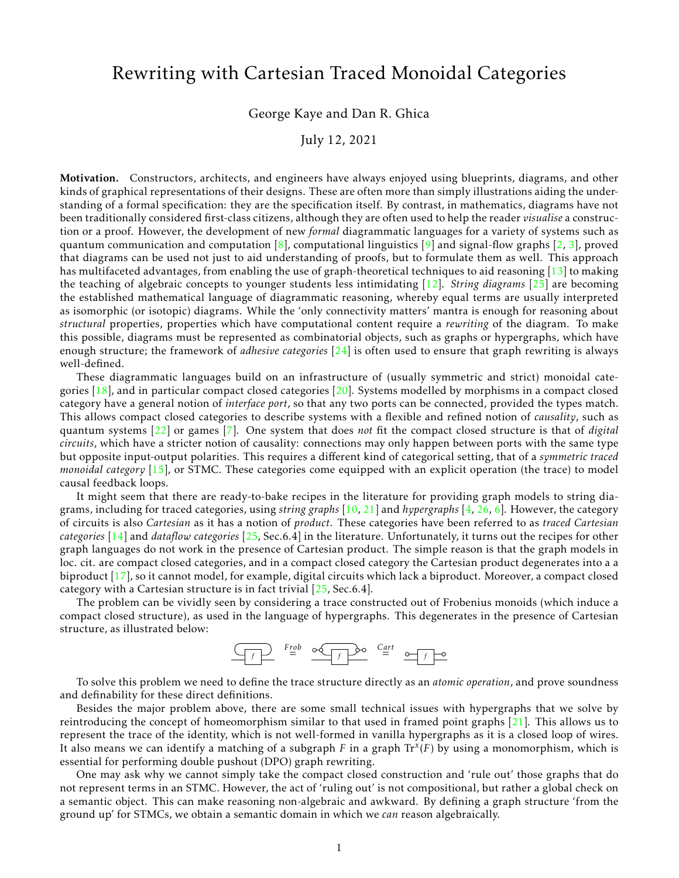# Rewriting with Cartesian Traced Monoidal Categories

George Kaye and Dan R. Ghica

July 12, 2021

**Motivation.** Constructors, architects, and engineers have always enjoyed using blueprints, diagrams, and other kinds of graphical representations of their designs. These are often more than simply illustrations aiding the understanding of a formal specification: they are the specification itself. By contrast, in mathematics, diagrams have not been traditionally considered first-class citizens, although they are often used to help the reader *visualise* a construction or a proof. However, the development of new *formal* diagrammatic languages for a variety of systems such as quantum communication and computation [8], computational linguistics [9] and signal-flow graphs [2, 3], proved that diagrams can be used not just to aid understanding of proofs, but to formulate them as well. This approach has multifaceted advantages, from enabling the use of graph-theoretical techniques to aid reasoning [13] to making the teaching of algebraic concepts to younger students less intimidating [12]. *String diagrams* [25] are becoming the established mathematical language of diagrammatic reasoning, whereby equal terms are usually interpreted as isomorphic (or isotopic) diagrams. While the 'only connectivity matters' mantra is enough for reasoning about *structural* properties, properties which have computational content require a *rewriting* of the diagram. To make this possible, diagrams must be represented as combinatorial objects, such as graphs or hypergraphs, which have enough structure; the framework of *adhesive categories* [24] is often used to ensure that graph rewriting is always well-defined.

These diagrammatic languages build on an infrastructure of (usually symmetric and strict) monoidal categories [18], and in particular compact closed categories [20]. Systems modelled by morphisms in a compact closed category have a general notion of *interface port*, so that any two ports can be connected, provided the types match. This allows compact closed categories to describe systems with a flexible and refined notion of *causality*, such as quantum systems [22] or games [7]. One system that does *not* fit the compact closed structure is that of *digital circuits*, which have a stricter notion of causality: connections may only happen between ports with the same type but opposite input-output polarities. This requires a different kind of categorical setting, that of a *symmetric traced monoidal category* [15], or STMC. These categories come equipped with an explicit operation (the trace) to model causal feedback loops.

It might seem that there are ready-to-bake recipes in the literature for providing graph models to string diagrams, including for traced categories, using *string graphs* [10, 21] and *hypergraphs* [4, 26, 6]. However, the category of circuits is also *Cartesian* as it has a notion of *product*. These categories have been referred to as *traced Cartesian categories* [14] and *dataflow categories* [25, Sec.6.4] in the literature. Unfortunately, it turns out the recipes for other graph languages do not work in the presence of Cartesian product. The simple reason is that the graph models in loc. cit. are compact closed categories, and in a compact closed category the Cartesian product degenerates into a a biproduct [17], so it cannot model, for example, digital circuits which lack a biproduct. Moreover, a compact closed category with a Cartesian structure is in fact trivial [25, Sec.6.4].

The problem can be vividly seen by considering a trace constructed out of Frobenius monoids (which induce a compact closed structure), as used in the language of hypergraphs. This degenerates in the presence of Cartesian structure, as illustrated below:

$$\overset{Frob}{=} \qquad \overset{Cart}{=}$$

To solve this problem we need to define the trace structure directly as an *atomic operation*, and prove soundness and definability for these direct definitions.

Besides the major problem above, there are some small technical issues with hypergraphs that we solve by reintroducing the concept of homeomorphism similar to that used in framed point graphs [21]. This allows us to represent the trace of the identity, which is not well-formed in vanilla hypergraphs as it is a closed loop of wires. It also means we can identify a matching of a subgraph $F$ in a graph $\mathrm{Tr}^x(F)$ by using a monomorphism, which is essential for performing double pushout (DPO) graph rewriting.

One may ask why we cannot simply take the compact closed construction and 'rule out' those graphs that do not represent terms in an STMC. However, the act of 'ruling out' is not compositional, but rather a global check on a semantic object. This can make reasoning non-algebraic and awkward. By defining a graph structure 'from the ground up' for STMCs, we obtain a semantic domain in which we *can* reason algebraically.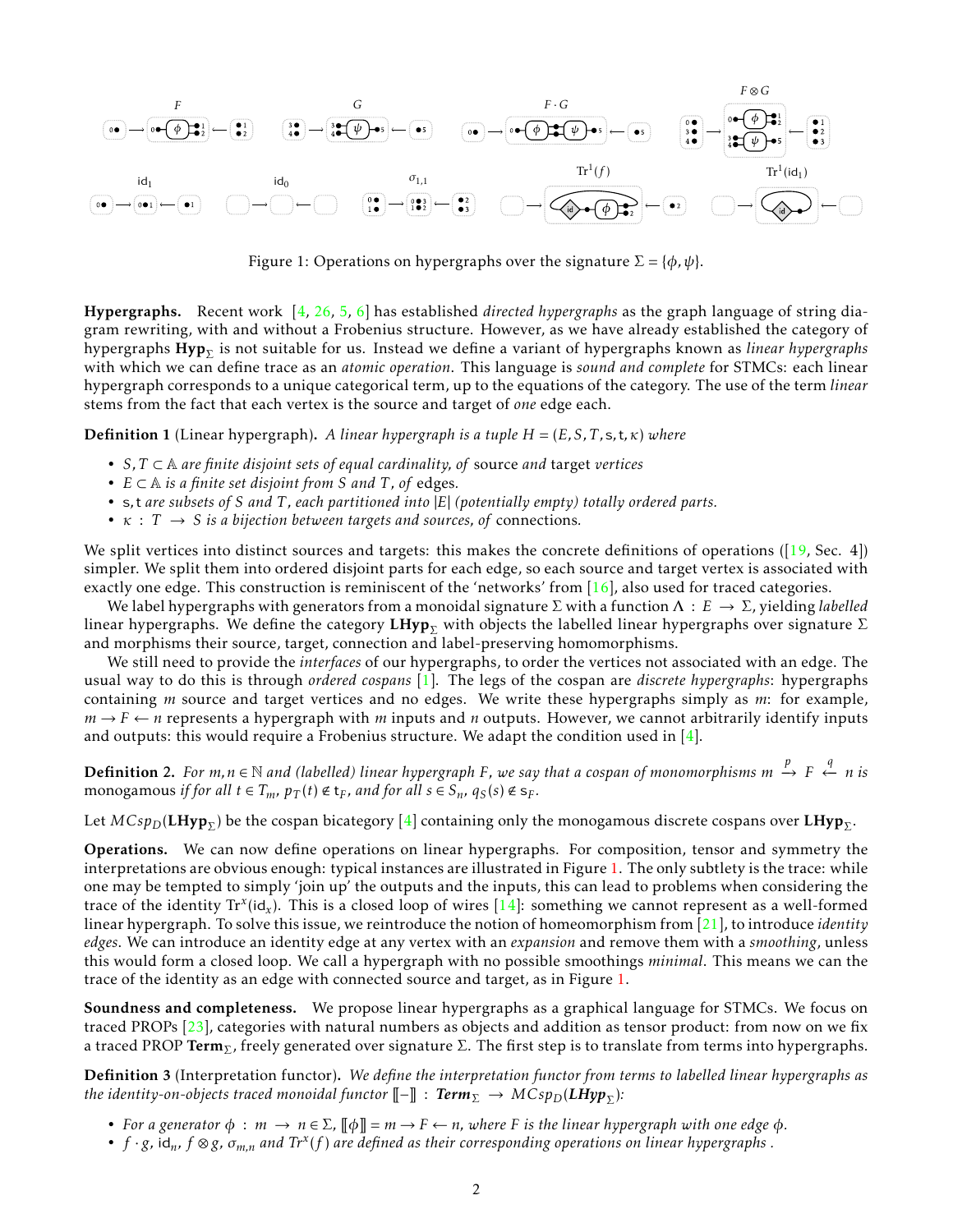Figure 1: Operations on hypergraphs over the signature $\Sigma = \{\phi, \psi\}$.

**Hypergraphs.** Recent work [4, 26, 5, 6] has established *directed hypergraphs* as the graph language of string diagram rewriting, with and without a Frobenius structure. However, as we have already established the category of hypergraphs $\mathbf{Hyp}_\Sigma$ is not suitable for us. Instead we define a variant of hypergraphs known as *linear hypergraphs* with which we can define trace as an *atomic operation*. This language is *sound and complete* for STMCs: each linear hypergraph corresponds to a unique categorical term, up to the equations of the category. The use of the term *linear* stems from the fact that each vertex is the source and target of *one* edge each.

**Definition 1** (Linear hypergraph)**.** *A linear hypergraph is a tuple $H = (E, S, T, \mathsf{s}, \mathsf{t}, \kappa)$ where*

- *$S, T \subset \mathbb{A}$ are finite disjoint sets of equal cardinality, of* source *and* target *vertices*
- *$E \subset \mathbb{A}$ is a finite set disjoint from $S$ and $T$, of* edges*.*
- *$\mathsf{s}, \mathsf{t}$ are subsets of $S$ and $T$, each partitioned into $|E|$ (potentially empty) totally ordered parts.*
- *$\kappa : T \to S$ is a bijection between targets and sources, of* connections*.*

We split vertices into distinct sources and targets: this makes the concrete definitions of operations ([19, Sec. 4]) simpler. We split them into ordered disjoint parts for each edge, so each source and target vertex is associated with exactly one edge. This construction is reminiscent of the 'networks' from [16], also used for traced categories.

We label hypergraphs with generators from a monoidal signature $\Sigma$ with a function $\Lambda : E \to \Sigma$, yielding *labelled* linear hypergraphs. We define the category $\mathbf{LHyp}_\Sigma$ with objects the labelled linear hypergraphs over signature $\Sigma$ and morphisms their source, target, connection and label-preserving homomorphisms.

We still need to provide the *interfaces* of our hypergraphs, to order the vertices not associated with an edge. The usual way to do this is through *ordered cospans* [1]. The legs of the cospan are *discrete hypergraphs*: hypergraphs containing $m$ source and target vertices and no edges. We write these hypergraphs simply as $m$: for example, $m \to F \leftarrow n$ represents a hypergraph with $m$ inputs and $n$ outputs. However, we cannot arbitrarily identify inputs and outputs: this would require a Frobenius structure. We adapt the condition used in [4].

**Definition 2.** *For $m, n \in \mathbb{N}$ and (labelled) linear hypergraph $F$, we say that a cospan of monomorphisms $m \xrightarrow{p} F \xleftarrow{q} n$ is* monogamous *if for all $t \in T_m$, $p_T(t) \notin \mathsf{t}_F$, and for all $s \in S_n$, $q_S(s) \notin \mathsf{s}_F$.*

Let $MCsp_D(\mathbf{LHyp}_\Sigma)$ be the cospan bicategory [4] containing only the monogamous discrete cospans over $\mathbf{LHyp}_\Sigma$.

**Operations.** We can now define operations on linear hypergraphs. For composition, tensor and symmetry the interpretations are obvious enough: typical instances are illustrated in Figure 1. The only subtlety is the trace: while one may be tempted to simply 'join up' the outputs and the inputs, this can lead to problems when considering the trace of the identity $\mathrm{Tr}^x(\mathrm{id}_x)$. This is a closed loop of wires [14]: something we cannot represent as a well-formed linear hypergraph. To solve this issue, we reintroduce the notion of homeomorphism from [21], to introduce *identity edges*. We can introduce an identity edge at any vertex with an *expansion* and remove them with a *smoothing*, unless this would form a closed loop. We call a hypergraph with no possible smoothings *minimal*. This means we can the trace of the identity as an edge with connected source and target, as in Figure 1.

**Soundness and completeness.** We propose linear hypergraphs as a graphical language for STMCs. We focus on traced PROPs [23], categories with natural numbers as objects and addition as tensor product: from now on we fix a traced PROP $\mathbf{Term}_\Sigma$, freely generated over signature $\Sigma$. The first step is to translate from terms into hypergraphs.

**Definition 3** (Interpretation functor)**.** *We define the interpretation functor from terms to labelled linear hypergraphs as the identity-on-objects traced monoidal functor $[\![-]\!] : \mathbf{Term}_\Sigma \to MCsp_D(\mathbf{LHyp}_\Sigma)$:*

- *For a generator $\phi : m \to n \in \Sigma$, $[\![\phi]\!] = m \to F \leftarrow n$, where $F$ is the linear hypergraph with one edge $\phi$.*
- *$f \cdot g$, $\mathrm{id}_n$, $f \otimes g$, $\sigma_{m,n}$ and $Tr^x(f)$ are defined as their corresponding operations on linear hypergraphs .*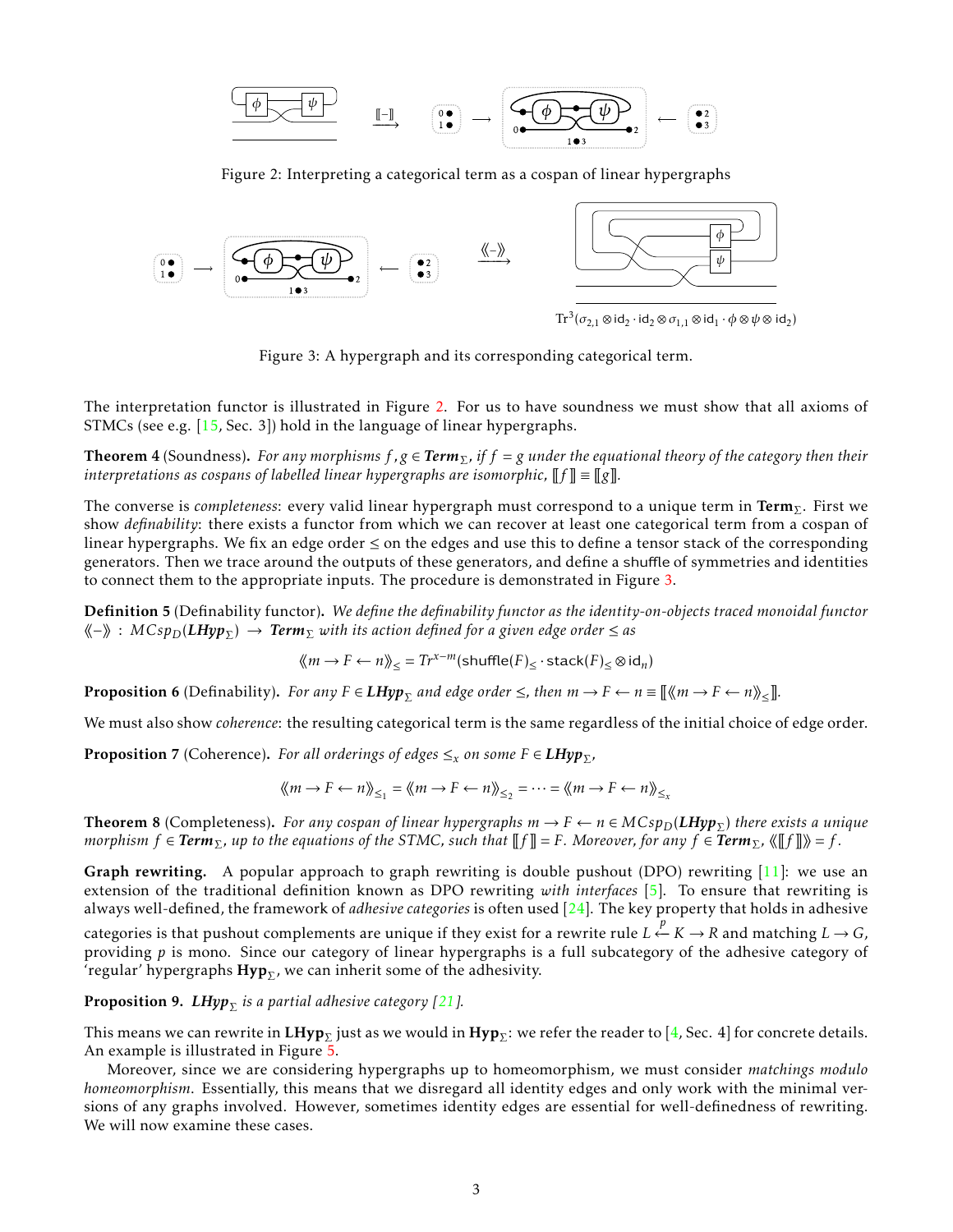Figure 2: Interpreting a categorical term as a cospan of linear hypergraphs

$\mathsf{Tr}^3(\sigma_{2,1} \otimes \mathsf{id}_2 \cdot \mathsf{id}_2 \otimes \sigma_{1,1} \otimes \mathsf{id}_1 \cdot \phi \otimes \psi \otimes \mathsf{id}_2)$

Figure 3: A hypergraph and its corresponding categorical term.

The interpretation functor is illustrated in Figure 2. For us to have soundness we must show that all axioms of STMCs (see e.g. [15, Sec. 3]) hold in the language of linear hypergraphs.

**Theorem 4** (Soundness). *For any morphisms $f, g \in \mathbf{Term}_\Sigma$, if $f = g$ under the equational theory of the category then their interpretations as cospans of labelled linear hypergraphs are isomorphic, $[\![f]\!] \equiv [\![g]\!]$.*

The converse is *completeness*: every valid linear hypergraph must correspond to a unique term in $\mathbf{Term}_\Sigma$. First we show *definability*: there exists a functor from which we can recover at least one categorical term from a cospan of linear hypergraphs. We fix an edge order $\leq$ on the edges and use this to define a tensor stack of the corresponding generators. Then we trace around the outputs of these generators, and define a shuffle of symmetries and identities to connect them to the appropriate inputs. The procedure is demonstrated in Figure 3.

**Definition 5** (Definability functor). *We define the definability functor as the identity-on-objects traced monoidal functor $\langle\!\langle - \rangle\!\rangle : MCsp_D(\mathbf{LHyp}_\Sigma) \to \mathbf{Term}_\Sigma$ with its action defined for a given edge order $\leq$ as*

$$\langle\!\langle m \to F \leftarrow n \rangle\!\rangle_\leq = Tr^{x-m}(\mathsf{shuffle}(F)_\leq \cdot \mathsf{stack}(F)_\leq \otimes \mathsf{id}_n)$$

**Proposition 6** (Definability). *For any $F \in \mathbf{LHyp}_\Sigma$ and edge order $\leq$, then $m \to F \leftarrow n \equiv [\![\langle\!\langle m \to F \leftarrow n \rangle\!\rangle_\leq]\!]$.*

We must also show *coherence*: the resulting categorical term is the same regardless of the initial choice of edge order.

**Proposition 7** (Coherence). *For all orderings of edges $\leq_x$ on some $F \in \mathbf{LHyp}_\Sigma$,*

$$\langle\!\langle m \to F \leftarrow n \rangle\!\rangle_{\leq_1} = \langle\!\langle m \to F \leftarrow n \rangle\!\rangle_{\leq_2} = \cdots = \langle\!\langle m \to F \leftarrow n \rangle\!\rangle_{\leq_x}$$

**Theorem 8** (Completeness). *For any cospan of linear hypergraphs $m \to F \leftarrow n \in MCsp_D(\mathbf{LHyp}_\Sigma)$ there exists a unique morphism $f \in \mathbf{Term}_\Sigma$, up to the equations of the STMC, such that $[\![f]\!] = F$. Moreover, for any $f \in \mathbf{Term}_\Sigma$, $\langle\!\langle [\![f]\!] \rangle\!\rangle = f$.*

**Graph rewriting.** A popular approach to graph rewriting is double pushout (DPO) rewriting [11]: we use an extension of the traditional definition known as DPO rewriting *with interfaces* [5]. To ensure that rewriting is always well-defined, the framework of *adhesive categories* is often used [24]. The key property that holds in adhesive categories is that pushout complements are unique if they exist for a rewrite rule $L \overset{p}{\leftarrow} K \to R$ and matching $L \to G$, providing $p$ is mono. Since our category of linear hypergraphs is a full subcategory of the adhesive category of 'regular' hypergraphs $\mathbf{Hyp}_\Sigma$, we can inherit some of the adhesivity.

**Proposition 9.** *$\mathbf{LHyp}_\Sigma$ is a partial adhesive category [21].*

This means we can rewrite in $\mathbf{LHyp}_\Sigma$ just as we would in $\mathbf{Hyp}_\Sigma$: we refer the reader to [4, Sec. 4] for concrete details. An example is illustrated in Figure 5.

Moreover, since we are considering hypergraphs up to homeomorphism, we must consider *matchings modulo homeomorphism*. Essentially, this means that we disregard all identity edges and only work with the minimal versions of any graphs involved. However, sometimes identity edges are essential for well-definedness of rewriting. We will now examine these cases.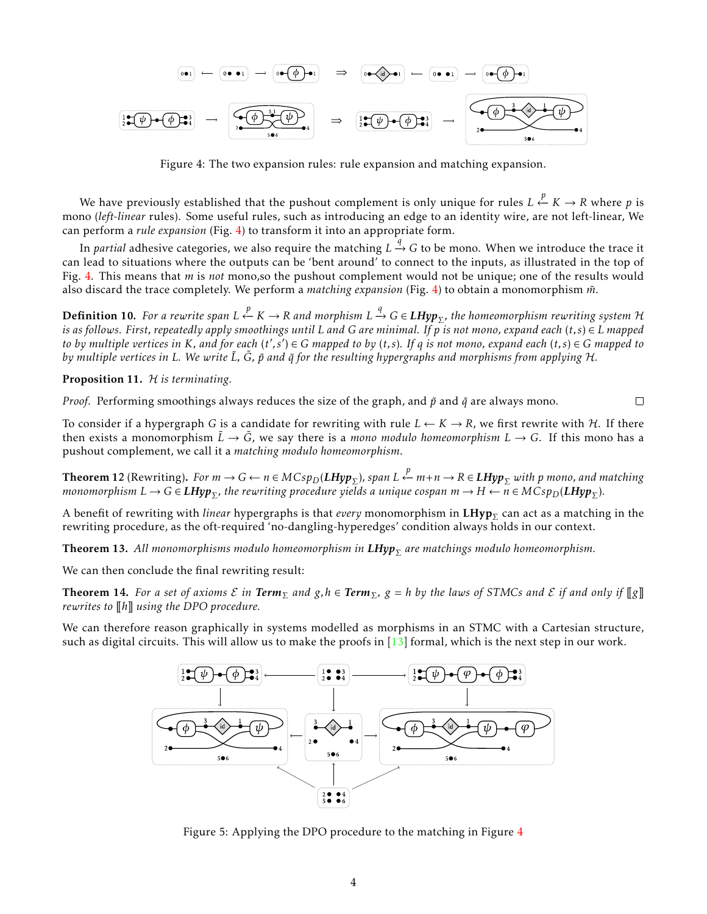Figure 4: The two expansion rules: rule expansion and matching expansion.

We have previously established that the pushout complement is only unique for rules $L \xleftarrow{p} K \to R$ where $p$ is mono (*left-linear* rules). Some useful rules, such as introducing an edge to an identity wire, are not left-linear, We can perform a *rule expansion* (Fig. 4) to transform it into an appropriate form.

In *partial* adhesive categories, we also require the matching $L \xrightarrow{q} G$ to be mono. When we introduce the trace it can lead to situations where the outputs can be 'bent around' to connect to the inputs, as illustrated in the top of Fig. 4. This means that $m$ is *not* mono,so the pushout complement would not be unique; one of the results would also discard the trace completely. We perform a *matching expansion* (Fig. 4) to obtain a monomorphism $\tilde{m}$.

**Definition 10.** *For a rewrite span $L \xleftarrow{p} K \to R$ and morphism $L \xrightarrow{q} G \in$ **LHyp**$_\Sigma$, the homeomorphism rewriting system $\mathcal{H}$ is as follows. First, repeatedly apply smoothings until $L$ and $G$ are minimal. If $p$ is not mono, expand each $(t,s) \in L$ mapped to by multiple vertices in $K$, and for each $(t',s') \in G$ mapped to by $(t,s)$. If $q$ is not mono, expand each $(t,s) \in G$ mapped to by multiple vertices in $L$. We write $\tilde{L}$, $\tilde{G}$, $\tilde{p}$ and $\tilde{q}$ for the resulting hypergraphs and morphisms from applying $\mathcal{H}$.*

**Proposition 11.** *$\mathcal{H}$ is terminating.*

*Proof.* Performing smoothings always reduces the size of the graph, and $\tilde{p}$ and $\tilde{q}$ are always mono. □

To consider if a hypergraph $G$ is a candidate for rewriting with rule $L \leftarrow K \to R$, we first rewrite with $\mathcal{H}$. If there then exists a monomorphism $\tilde{L} \to \tilde{G}$, we say there is a *mono modulo homeomorphism* $L \to G$. If this mono has a pushout complement, we call it a *matching modulo homeomorphism*.

**Theorem 12** (Rewriting)**.** *For $m \to G \leftarrow n \in MCsp_D($**LHyp**$_\Sigma)$, span $L \xleftarrow{p} m+n \to R \in$ **LHyp**$_\Sigma$ with $p$ mono, and matching monomorphism $L \to G \in$ **LHyp**$_\Sigma$, the rewriting procedure yields a unique cospan $m \to H \leftarrow n \in MCsp_D($**LHyp**$_\Sigma)$.*

A benefit of rewriting with *linear* hypergraphs is that *every* monomorphism in **LHyp**$_\Sigma$ can act as a matching in the rewriting procedure, as the oft-required 'no-dangling-hyperedges' condition always holds in our context.

**Theorem 13.** *All monomorphisms modulo homeomorphism in **LHyp**$_\Sigma$ are matchings modulo homeomorphism.*

We can then conclude the final rewriting result:

**Theorem 14.** *For a set of axioms $\mathcal{E}$ in **Term**$_\Sigma$ and $g, h \in$ **Term**$_\Sigma$, $g = h$ by the laws of STMCs and $\mathcal{E}$ if and only if $[\![g]\!]$ rewrites to $[\![h]\!]$ using the DPO procedure.*

We can therefore reason graphically in systems modelled as morphisms in an STMC with a Cartesian structure, such as digital circuits. This will allow us to make the proofs in [13] formal, which is the next step in our work.

Figure 5: Applying the DPO procedure to the matching in Figure 4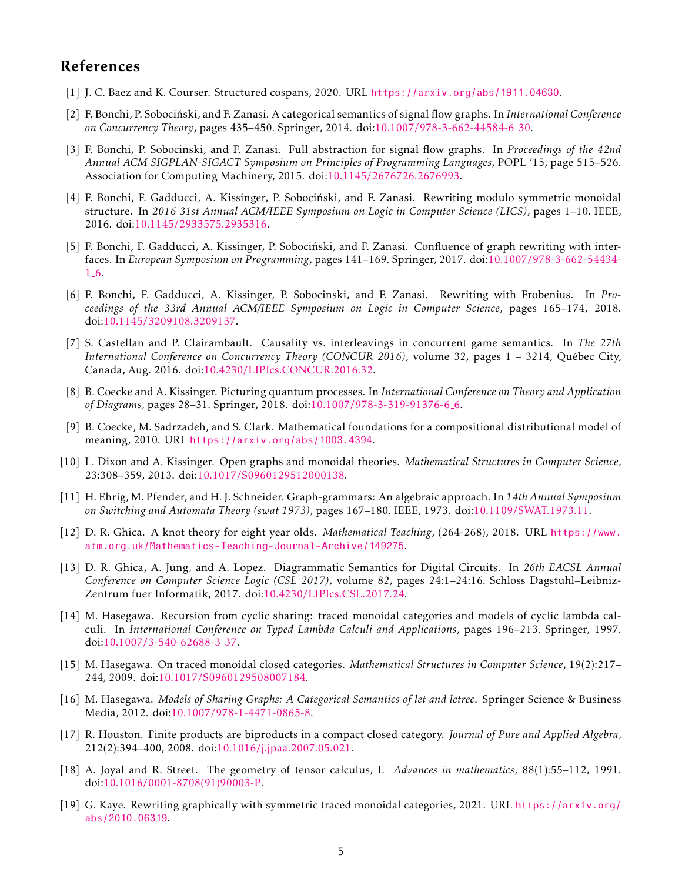## References

[1] J. C. Baez and K. Courser. Structured cospans, 2020. URL https://arxiv.org/abs/1911.04630.

[2] F. Bonchi, P. Sobociński, and F. Zanasi. A categorical semantics of signal flow graphs. In *International Conference on Concurrency Theory*, pages 435–450. Springer, 2014. doi:10.1007/978-3-662-44584-6_30.

[3] F. Bonchi, P. Sobocinski, and F. Zanasi. Full abstraction for signal flow graphs. In *Proceedings of the 42nd Annual ACM SIGPLAN-SIGACT Symposium on Principles of Programming Languages*, POPL '15, page 515–526. Association for Computing Machinery, 2015. doi:10.1145/2676726.2676993.

[4] F. Bonchi, F. Gadducci, A. Kissinger, P. Sobociński, and F. Zanasi. Rewriting modulo symmetric monoidal structure. In *2016 31st Annual ACM/IEEE Symposium on Logic in Computer Science (LICS)*, pages 1–10. IEEE, 2016. doi:10.1145/2933575.2935316.

[5] F. Bonchi, F. Gadducci, A. Kissinger, P. Sobociński, and F. Zanasi. Confluence of graph rewriting with interfaces. In *European Symposium on Programming*, pages 141–169. Springer, 2017. doi:10.1007/978-3-662-54434-1_6.

[6] F. Bonchi, F. Gadducci, A. Kissinger, P. Sobocinski, and F. Zanasi. Rewriting with Frobenius. In *Proceedings of the 33rd Annual ACM/IEEE Symposium on Logic in Computer Science*, pages 165–174, 2018. doi:10.1145/3209108.3209137.

[7] S. Castellan and P. Clairambault. Causality vs. interleavings in concurrent game semantics. In *The 27th International Conference on Concurrency Theory (CONCUR 2016)*, volume 32, pages 1 – 3214, Québec City, Canada, Aug. 2016. doi:10.4230/LIPIcs.CONCUR.2016.32.

[8] B. Coecke and A. Kissinger. Picturing quantum processes. In *International Conference on Theory and Application of Diagrams*, pages 28–31. Springer, 2018. doi:10.1007/978-3-319-91376-6_6.

[9] B. Coecke, M. Sadrzadeh, and S. Clark. Mathematical foundations for a compositional distributional model of meaning, 2010. URL https://arxiv.org/abs/1003.4394.

[10] L. Dixon and A. Kissinger. Open graphs and monoidal theories. *Mathematical Structures in Computer Science*, 23:308–359, 2013. doi:10.1017/S0960129512000138.

[11] H. Ehrig, M. Pfender, and H. J. Schneider. Graph-grammars: An algebraic approach. In *14th Annual Symposium on Switching and Automata Theory (swat 1973)*, pages 167–180. IEEE, 1973. doi:10.1109/SWAT.1973.11.

[12] D. R. Ghica. A knot theory for eight year olds. *Mathematical Teaching*, (264-268), 2018. URL https://www.atm.org.uk/Mathematics-Teaching-Journal-Archive/149275.

[13] D. R. Ghica, A. Jung, and A. Lopez. Diagrammatic Semantics for Digital Circuits. In *26th EACSL Annual Conference on Computer Science Logic (CSL 2017)*, volume 82, pages 24:1–24:16. Schloss Dagstuhl–Leibniz-Zentrum fuer Informatik, 2017. doi:10.4230/LIPIcs.CSL.2017.24.

[14] M. Hasegawa. Recursion from cyclic sharing: traced monoidal categories and models of cyclic lambda calculi. In *International Conference on Typed Lambda Calculi and Applications*, pages 196–213. Springer, 1997. doi:10.1007/3-540-62688-3_37.

[15] M. Hasegawa. On traced monoidal closed categories. *Mathematical Structures in Computer Science*, 19(2):217–244, 2009. doi:10.1017/S0960129508007184.

[16] M. Hasegawa. *Models of Sharing Graphs: A Categorical Semantics of let and letrec*. Springer Science & Business Media, 2012. doi:10.1007/978-1-4471-0865-8.

[17] R. Houston. Finite products are biproducts in a compact closed category. *Journal of Pure and Applied Algebra*, 212(2):394–400, 2008. doi:10.1016/j.jpaa.2007.05.021.

[18] A. Joyal and R. Street. The geometry of tensor calculus, I. *Advances in mathematics*, 88(1):55–112, 1991. doi:10.1016/0001-8708(91)90003-P.

[19] G. Kaye. Rewriting graphically with symmetric traced monoidal categories, 2021. URL https://arxiv.org/abs/2010.06319.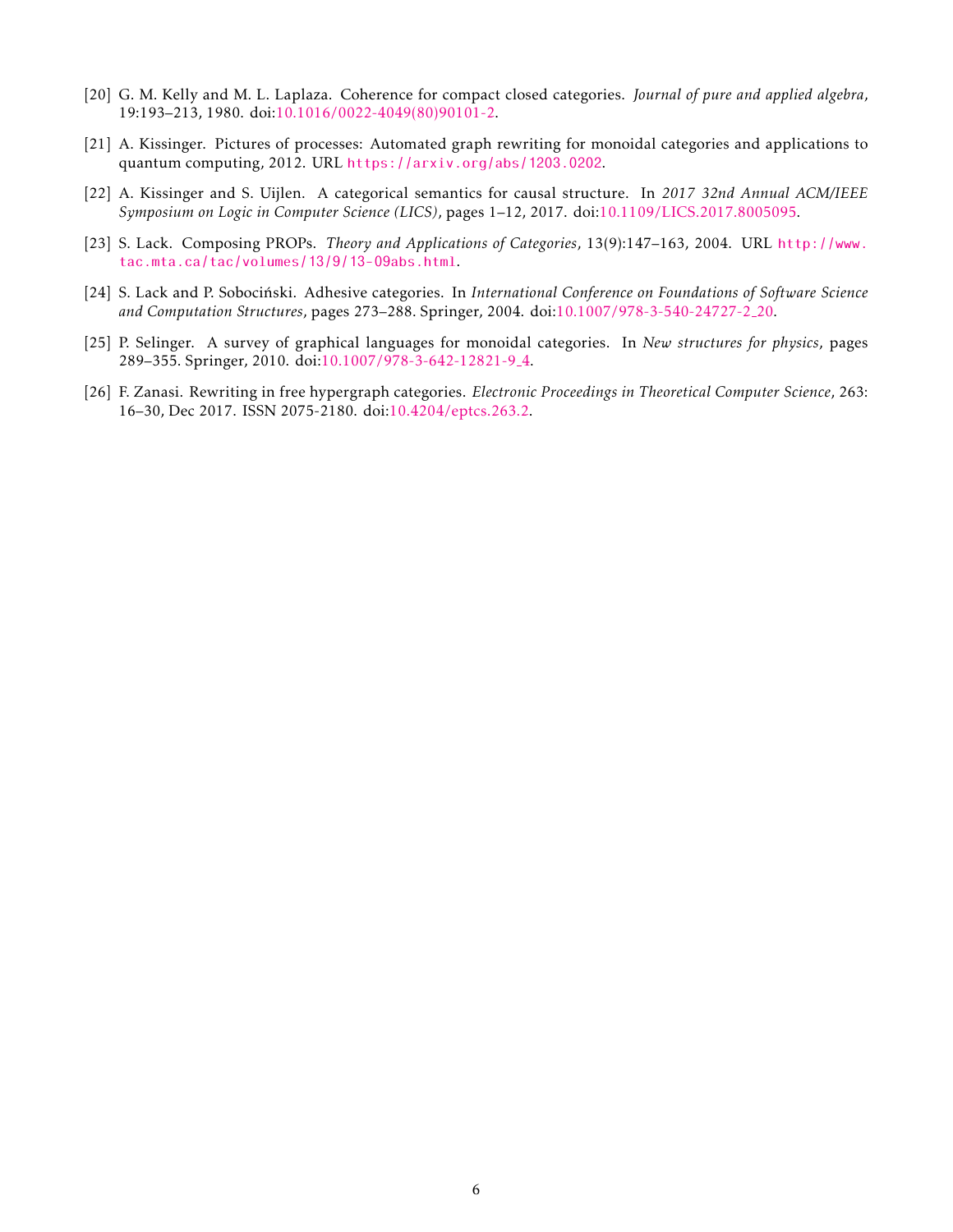[20] G. M. Kelly and M. L. Laplaza. Coherence for compact closed categories. *Journal of pure and applied algebra*, 19:193–213, 1980. doi:10.1016/0022-4049(80)90101-2.

[21] A. Kissinger. Pictures of processes: Automated graph rewriting for monoidal categories and applications to quantum computing, 2012. URL https://arxiv.org/abs/1203.0202.

[22] A. Kissinger and S. Uijlen. A categorical semantics for causal structure. In *2017 32nd Annual ACM/IEEE Symposium on Logic in Computer Science (LICS)*, pages 1–12, 2017. doi:10.1109/LICS.2017.8005095.

[23] S. Lack. Composing PROPs. *Theory and Applications of Categories*, 13(9):147–163, 2004. URL http://www.tac.mta.ca/tac/volumes/13/9/13-09abs.html.

[24] S. Lack and P. Sobociński. Adhesive categories. In *International Conference on Foundations of Software Science and Computation Structures*, pages 273–288. Springer, 2004. doi:10.1007/978-3-540-24727-2_20.

[25] P. Selinger. A survey of graphical languages for monoidal categories. In *New structures for physics*, pages 289–355. Springer, 2010. doi:10.1007/978-3-642-12821-9_4.

[26] F. Zanasi. Rewriting in free hypergraph categories. *Electronic Proceedings in Theoretical Computer Science*, 263: 16–30, Dec 2017. ISSN 2075-2180. doi:10.4204/eptcs.263.2.